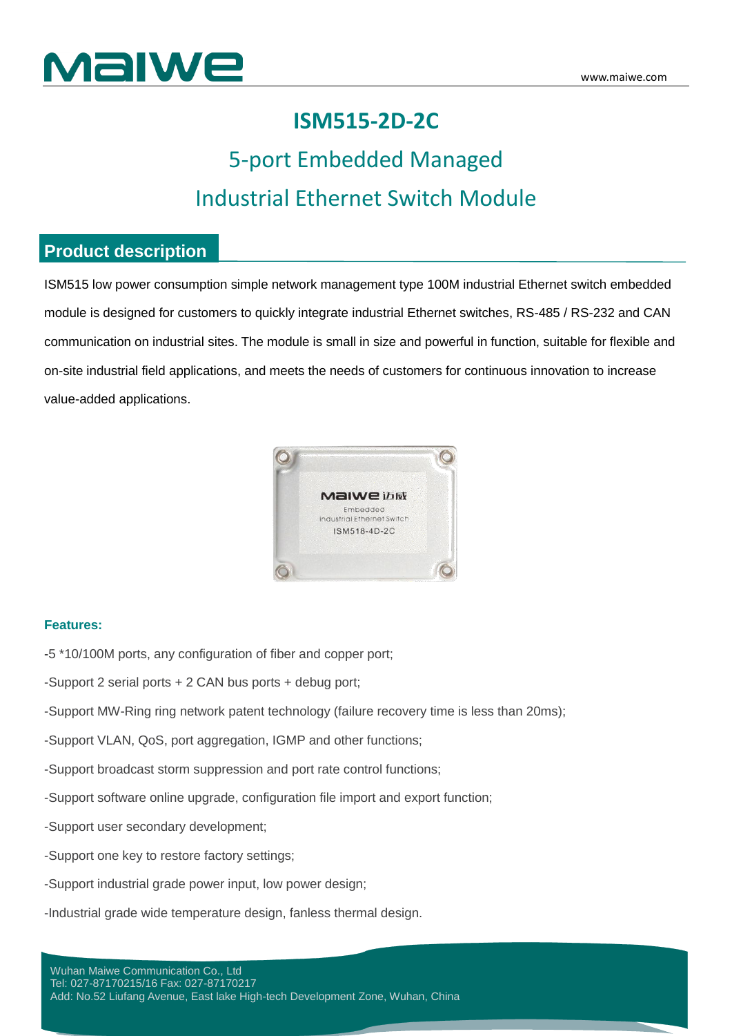# ISM515-2D-2C

## 5-port Embedded Managed Industrial Ethernet Switch Module

## Product description

ISM515 low power consumption simple network management type 100M industrial Ethernet switch embedded module is designed for customers to quickly integrate industrial Ethernet switches, RS-485 / RS-232 and CAN communication on industrial sites. The module is small in size and powerful in function, suitable for flexible and on-site industrial field applications, and meets the needs of customers for continuous innovation to increase value-added applications.

**Features:**

-5 *10/100M ports, any configuration of fiber and copper port;

-Support 2 serial ports + 2 CAN bus ports + debug port;

-Support MW-Ring ring network patent technology (failure recovery time is less than 20ms);

-Support VLAN, QoS, port aggregation, IGMP and other functions;

-Support broadcast storm suppression and port rate control functions;

-Support software online upgrade, configuration file import and export function;

-Support user secondary development;

-Support one key to restore factory settings;

-Support industrial grade power input, low power design;

-Industrial grade wide temperature design, fanless thermal design.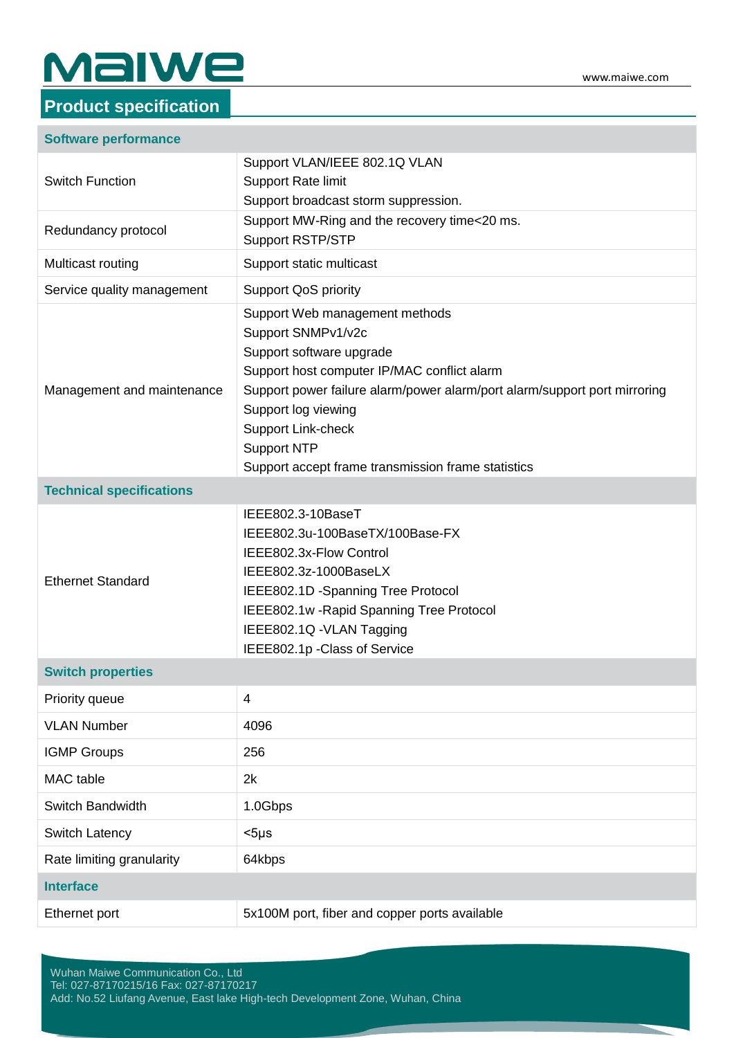## Product specification

| | |
|---|---|
| **Software performance** | |
| Switch Function | Support VLAN/IEEE 802.1Q VLAN<br>Support Rate limit<br>Support broadcast storm suppression. |
| Redundancy protocol | Support MW-Ring and the recovery time<20 ms.<br>Support RSTP/STP |
| Multicast routing | Support static multicast |
| Service quality management | Support QoS priority |
| Management and maintenance | Support Web management methods<br>Support SNMPv1/v2c<br>Support software upgrade<br>Support host computer IP/MAC conflict alarm<br>Support power failure alarm/power alarm/port alarm/support port mirroring<br>Support log viewing<br>Support Link-check<br>Support NTP<br>Support accept frame transmission frame statistics |
| **Technical specifications** | |
| Ethernet Standard | IEEE802.3-10BaseT<br>IEEE802.3u-100BaseTX/100Base-FX<br>IEEE802.3x-Flow Control<br>IEEE802.3z-1000BaseLX<br>IEEE802.1D -Spanning Tree Protocol<br>IEEE802.1w -Rapid Spanning Tree Protocol<br>IEEE802.1Q -VLAN Tagging<br>IEEE802.1p -Class of Service |
| **Switch properties** | |
| Priority queue | 4 |
| VLAN Number | 4096 |
| IGMP Groups | 256 |
| MAC table | 2k |
| Switch Bandwidth | 1.0Gbps |
| Switch Latency | <5μs |
| Rate limiting granularity | 64kbps |
| **Interface** | |
| Ethernet port | 5x100M port, fiber and copper ports available |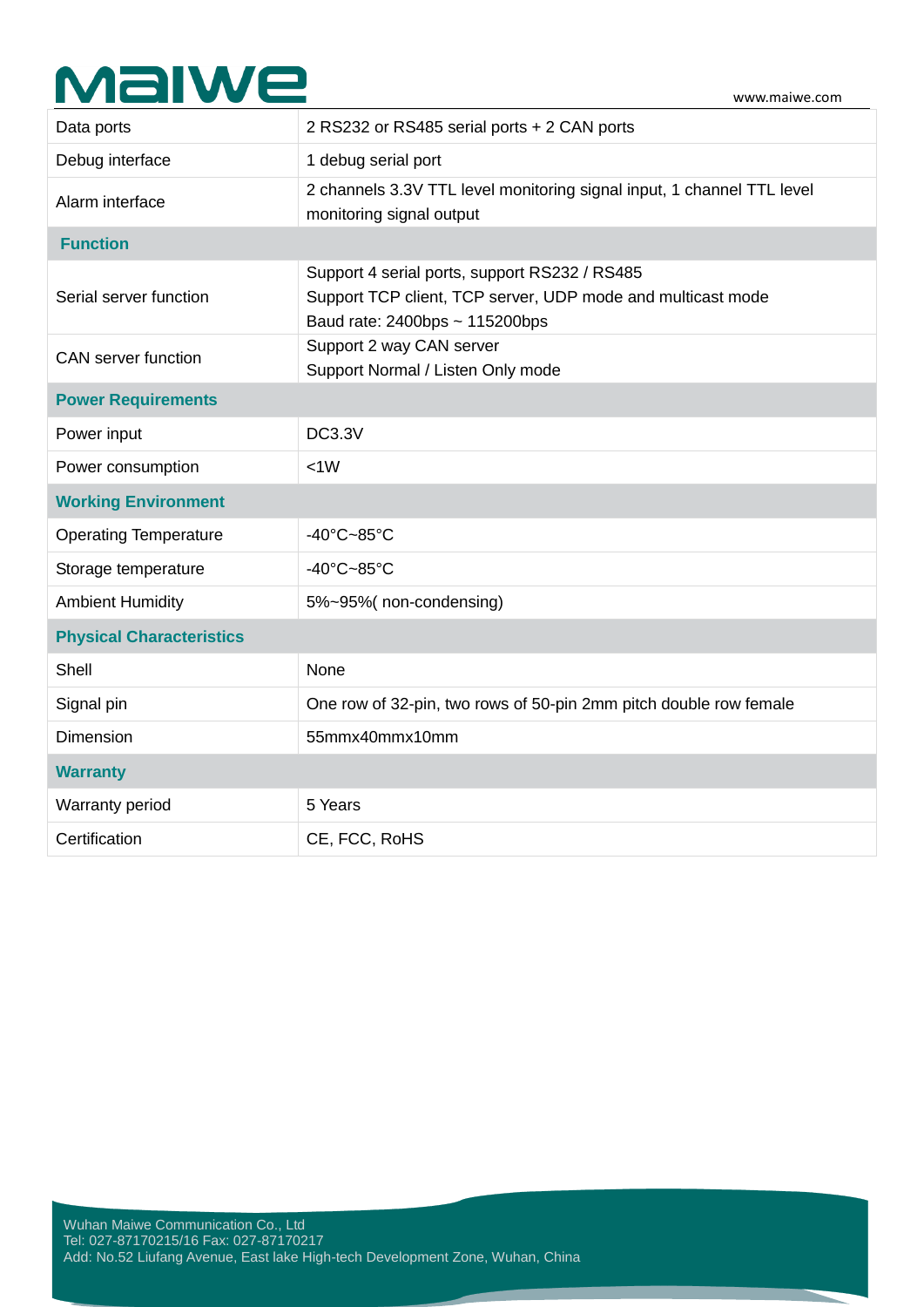| | |
|---|---|
| Data ports | 2 RS232 or RS485 serial ports + 2 CAN ports |
| Debug interface | 1 debug serial port |
| Alarm interface | 2 channels 3.3V TTL level monitoring signal input, 1 channel TTL level monitoring signal output |
| **Function** | |
| Serial server function | Support 4 serial ports, support RS232 / RS485<br>Support TCP client, TCP server, UDP mode and multicast mode<br>Baud rate: 2400bps ~ 115200bps |
| CAN server function | Support 2 way CAN server<br>Support Normal / Listen Only mode |
| **Power Requirements** | |
| Power input | DC3.3V |
| Power consumption | <1W |
| **Working Environment** | |
| Operating Temperature | -40°C~85°C |
| Storage temperature | -40°C~85°C |
| Ambient Humidity | 5%~95%( non-condensing) |
| **Physical Characteristics** | |
| Shell | None |
| Signal pin | One row of 32-pin, two rows of 50-pin 2mm pitch double row female |
| Dimension | 55mmx40mmx10mm |
| **Warranty** | |
| Warranty period | 5 Years |
| Certification | CE, FCC, RoHS |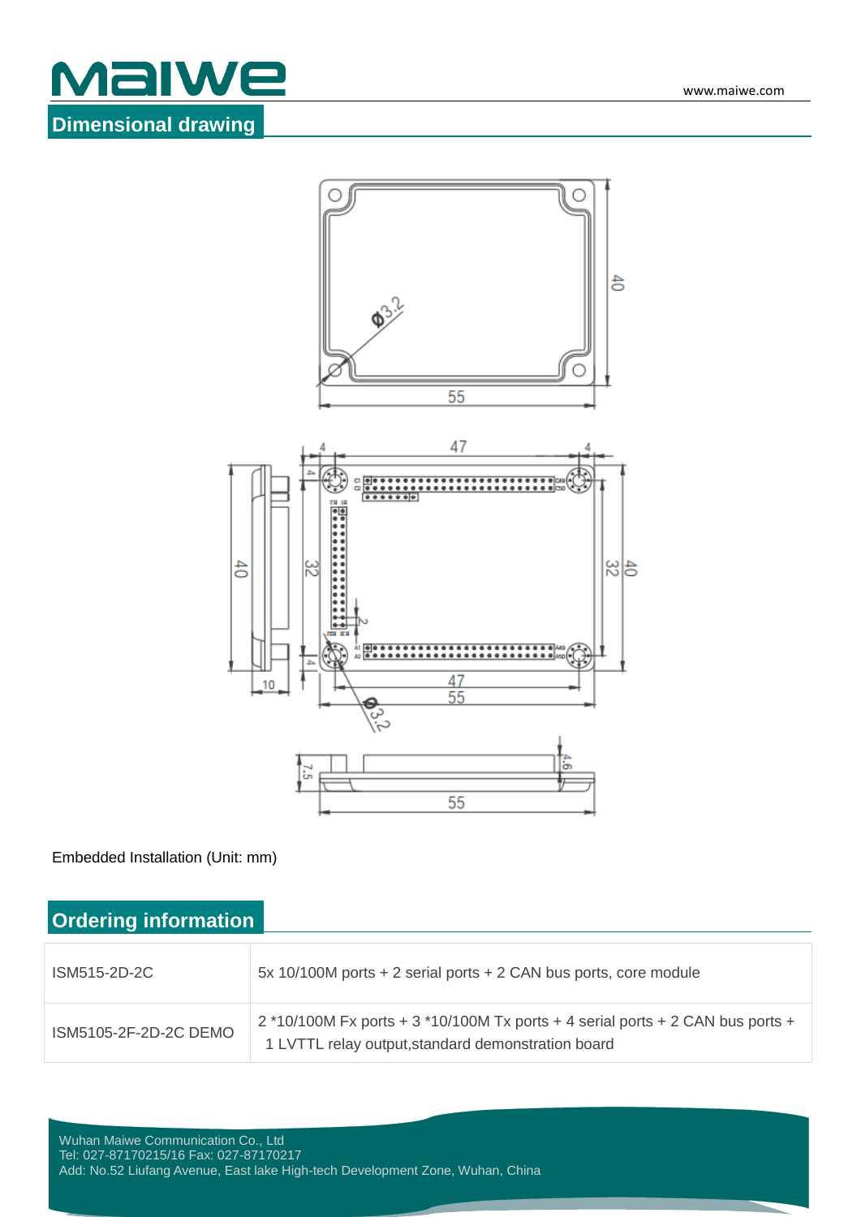## Dimensional drawing

55
40
Ø3.2

47
4
4
40
32
32
40
2
10
4
4
47
55
Ø3.2

7.5
4.6
55

Embedded Installation (Unit: mm)

## Ordering information

| | |
|---|---|
| ISM515-2D-2C | 5x 10/100M ports + 2 serial ports + 2 CAN bus ports, core module |
| ISM5105-2F-2D-2C DEMO | 2 *10/100M Fx ports + 3 *10/100M Tx ports + 4 serial ports + 2 CAN bus ports + 1 LVTTL relay output,standard demonstration board |

Wuhan Maiwe Communication Co., Ltd
Tel: 027-87170215/16 Fax: 027-87170217
Add: No.52 Liufang Avenue, East lake High-tech Development Zone, Wuhan, China